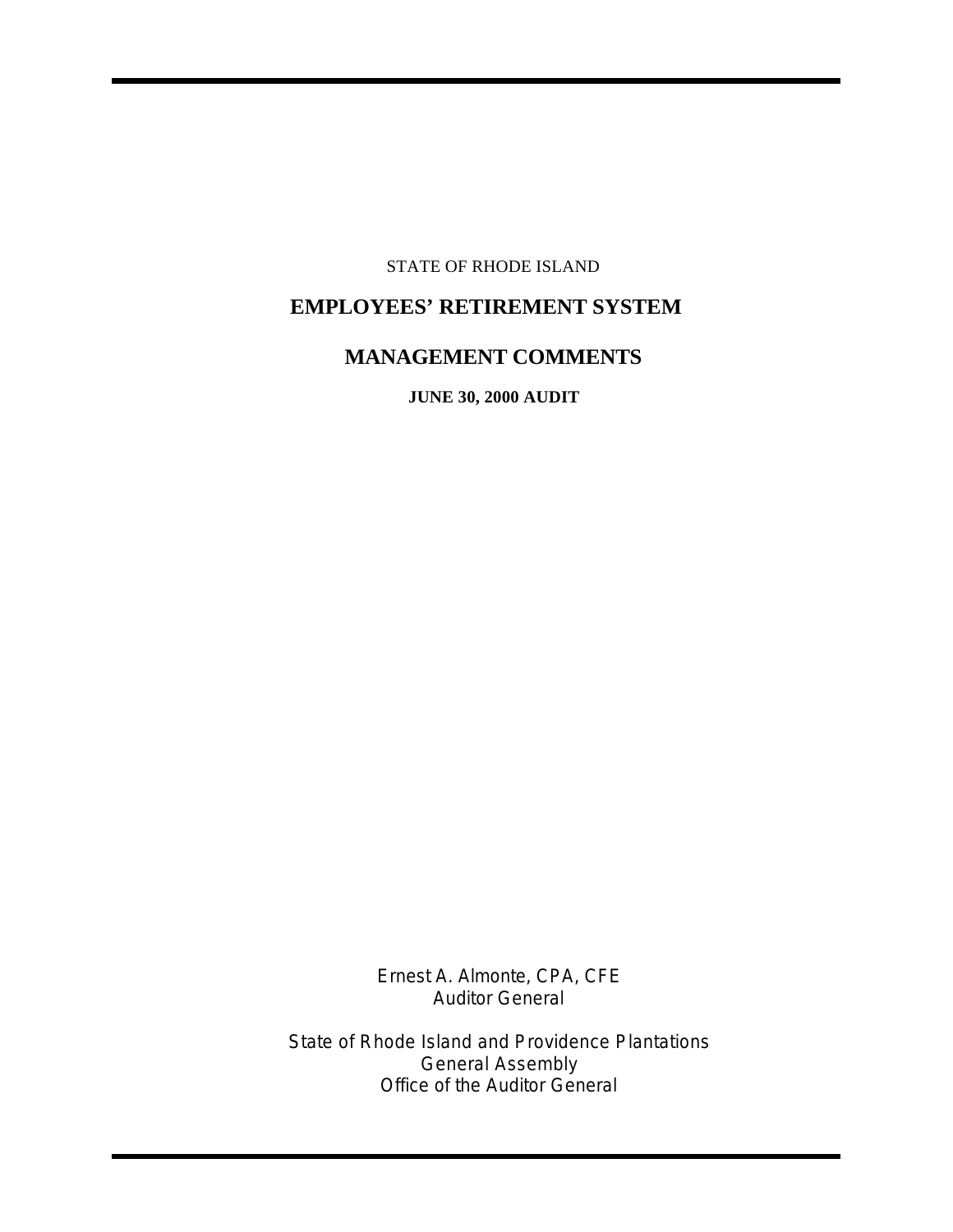STATE OF RHODE ISLAND

# EMPLOYEES' RETIREMENT SYSTEM

# MANAGEMENT COMMENTS

**JUNE 30, 2000 AUDIT**

Ernest A. Almonte, CPA, CFE
Auditor General

State of Rhode Island and Providence Plantations
General Assembly
Office of the Auditor General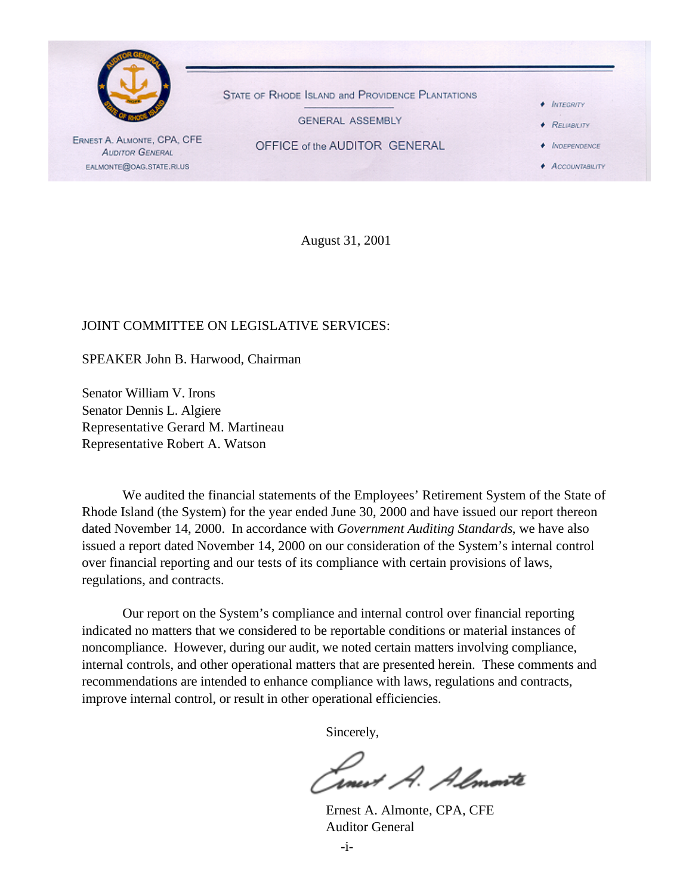STATE OF RHODE ISLAND and PROVIDENCE PLANTATIONS

GENERAL ASSEMBLY

OFFICE of the AUDITOR GENERAL

ERNEST A. ALMONTE, CPA, CFE
AUDITOR GENERAL
EALMONTE@OAG.STATE.RI.US

- INTEGRITY
- RELIABILITY
- INDEPENDENCE
- ACCOUNTABILITY

August 31, 2001

JOINT COMMITTEE ON LEGISLATIVE SERVICES:

SPEAKER John B. Harwood, Chairman

Senator William V. Irons
Senator Dennis L. Algiere
Representative Gerard M. Martineau
Representative Robert A. Watson

We audited the financial statements of the Employees' Retirement System of the State of Rhode Island (the System) for the year ended June 30, 2000 and have issued our report thereon dated November 14, 2000. In accordance with *Government Auditing Standards*, we have also issued a report dated November 14, 2000 on our consideration of the System's internal control over financial reporting and our tests of its compliance with certain provisions of laws, regulations, and contracts.

Our report on the System's compliance and internal control over financial reporting indicated no matters that we considered to be reportable conditions or material instances of noncompliance. However, during our audit, we noted certain matters involving compliance, internal controls, and other operational matters that are presented herein. These comments and recommendations are intended to enhance compliance with laws, regulations and contracts, improve internal control, or result in other operational efficiencies.

Sincerely,

Ernest A. Almonte, CPA, CFE
Auditor General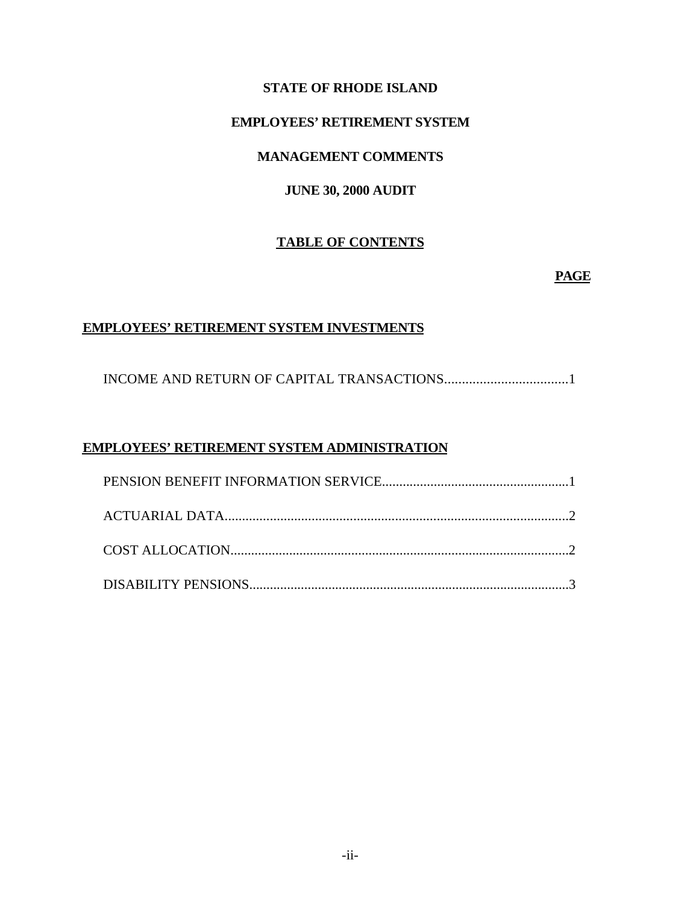**STATE OF RHODE ISLAND**

**EMPLOYEES' RETIREMENT SYSTEM**

**MANAGEMENT COMMENTS**

**JUNE 30, 2000 AUDIT**

## TABLE OF CONTENTS

| | PAGE |
|---|---|
| **EMPLOYEES' RETIREMENT SYSTEM INVESTMENTS** | |
| INCOME AND RETURN OF CAPITAL TRANSACTIONS | 1 |
| **EMPLOYEES' RETIREMENT SYSTEM ADMINISTRATION** | |
| PENSION BENEFIT INFORMATION SERVICE | 1 |
| ACTUARIAL DATA | 2 |
| COST ALLOCATION | 2 |
| DISABILITY PENSIONS | 3 |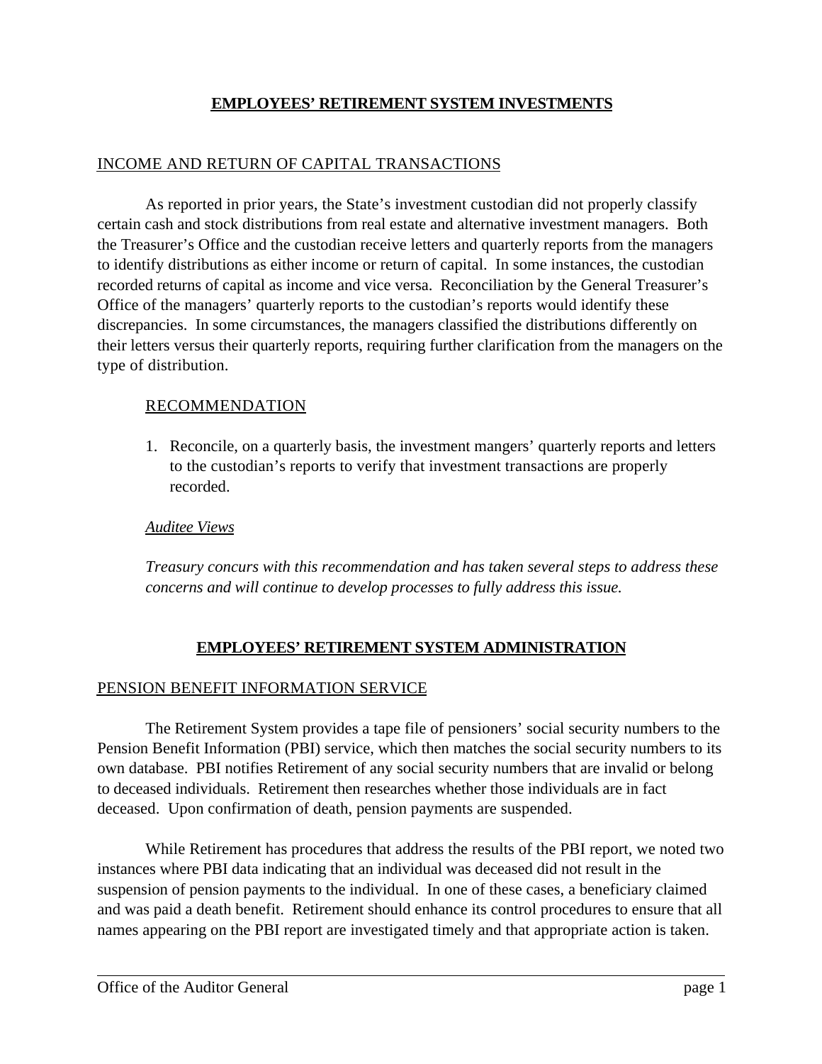## EMPLOYEES' RETIREMENT SYSTEM INVESTMENTS

### INCOME AND RETURN OF CAPITAL TRANSACTIONS

As reported in prior years, the State's investment custodian did not properly classify certain cash and stock distributions from real estate and alternative investment managers. Both the Treasurer's Office and the custodian receive letters and quarterly reports from the managers to identify distributions as either income or return of capital. In some instances, the custodian recorded returns of capital as income and vice versa. Reconciliation by the General Treasurer's Office of the managers' quarterly reports to the custodian's reports would identify these discrepancies. In some circumstances, the managers classified the distributions differently on their letters versus their quarterly reports, requiring further clarification from the managers on the type of distribution.

#### RECOMMENDATION

1. Reconcile, on a quarterly basis, the investment mangers' quarterly reports and letters to the custodian's reports to verify that investment transactions are properly recorded.

*Auditee Views*

*Treasury concurs with this recommendation and has taken several steps to address these concerns and will continue to develop processes to fully address this issue.*

## EMPLOYEES' RETIREMENT SYSTEM ADMINISTRATION

### PENSION BENEFIT INFORMATION SERVICE

The Retirement System provides a tape file of pensioners' social security numbers to the Pension Benefit Information (PBI) service, which then matches the social security numbers to its own database. PBI notifies Retirement of any social security numbers that are invalid or belong to deceased individuals. Retirement then researches whether those individuals are in fact deceased. Upon confirmation of death, pension payments are suspended.

While Retirement has procedures that address the results of the PBI report, we noted two instances where PBI data indicating that an individual was deceased did not result in the suspension of pension payments to the individual. In one of these cases, a beneficiary claimed and was paid a death benefit. Retirement should enhance its control procedures to ensure that all names appearing on the PBI report are investigated timely and that appropriate action is taken.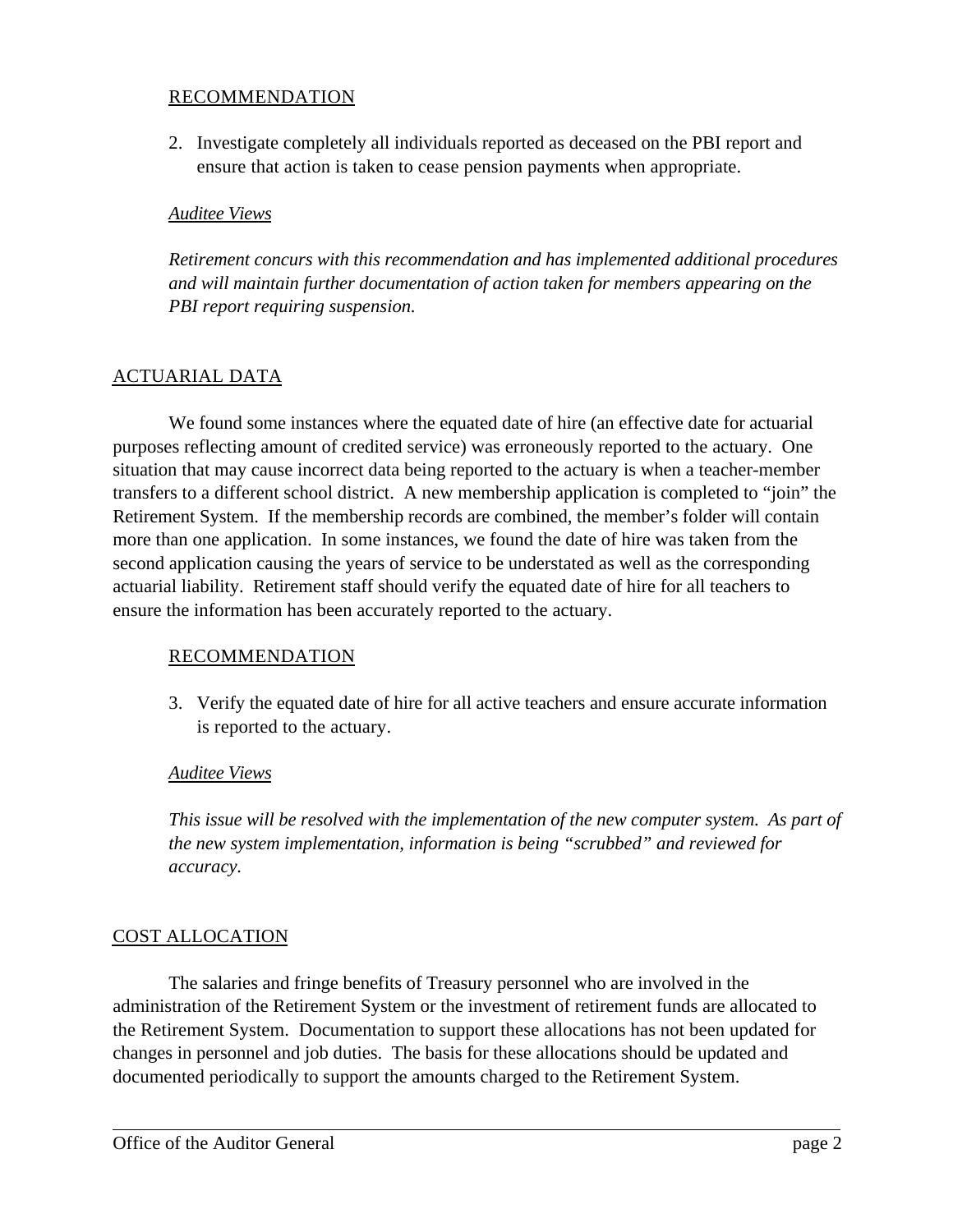RECOMMENDATION

2. Investigate completely all individuals reported as deceased on the PBI report and ensure that action is taken to cease pension payments when appropriate.

*Auditee Views*

*Retirement concurs with this recommendation and has implemented additional procedures and will maintain further documentation of action taken for members appearing on the PBI report requiring suspension.*

## ACTUARIAL DATA

We found some instances where the equated date of hire (an effective date for actuarial purposes reflecting amount of credited service) was erroneously reported to the actuary. One situation that may cause incorrect data being reported to the actuary is when a teacher-member transfers to a different school district. A new membership application is completed to "join" the Retirement System. If the membership records are combined, the member's folder will contain more than one application. In some instances, we found the date of hire was taken from the second application causing the years of service to be understated as well as the corresponding actuarial liability. Retirement staff should verify the equated date of hire for all teachers to ensure the information has been accurately reported to the actuary.

RECOMMENDATION

3. Verify the equated date of hire for all active teachers and ensure accurate information is reported to the actuary.

*Auditee Views*

*This issue will be resolved with the implementation of the new computer system. As part of the new system implementation, information is being "scrubbed" and reviewed for accuracy.*

## COST ALLOCATION

The salaries and fringe benefits of Treasury personnel who are involved in the administration of the Retirement System or the investment of retirement funds are allocated to the Retirement System. Documentation to support these allocations has not been updated for changes in personnel and job duties. The basis for these allocations should be updated and documented periodically to support the amounts charged to the Retirement System.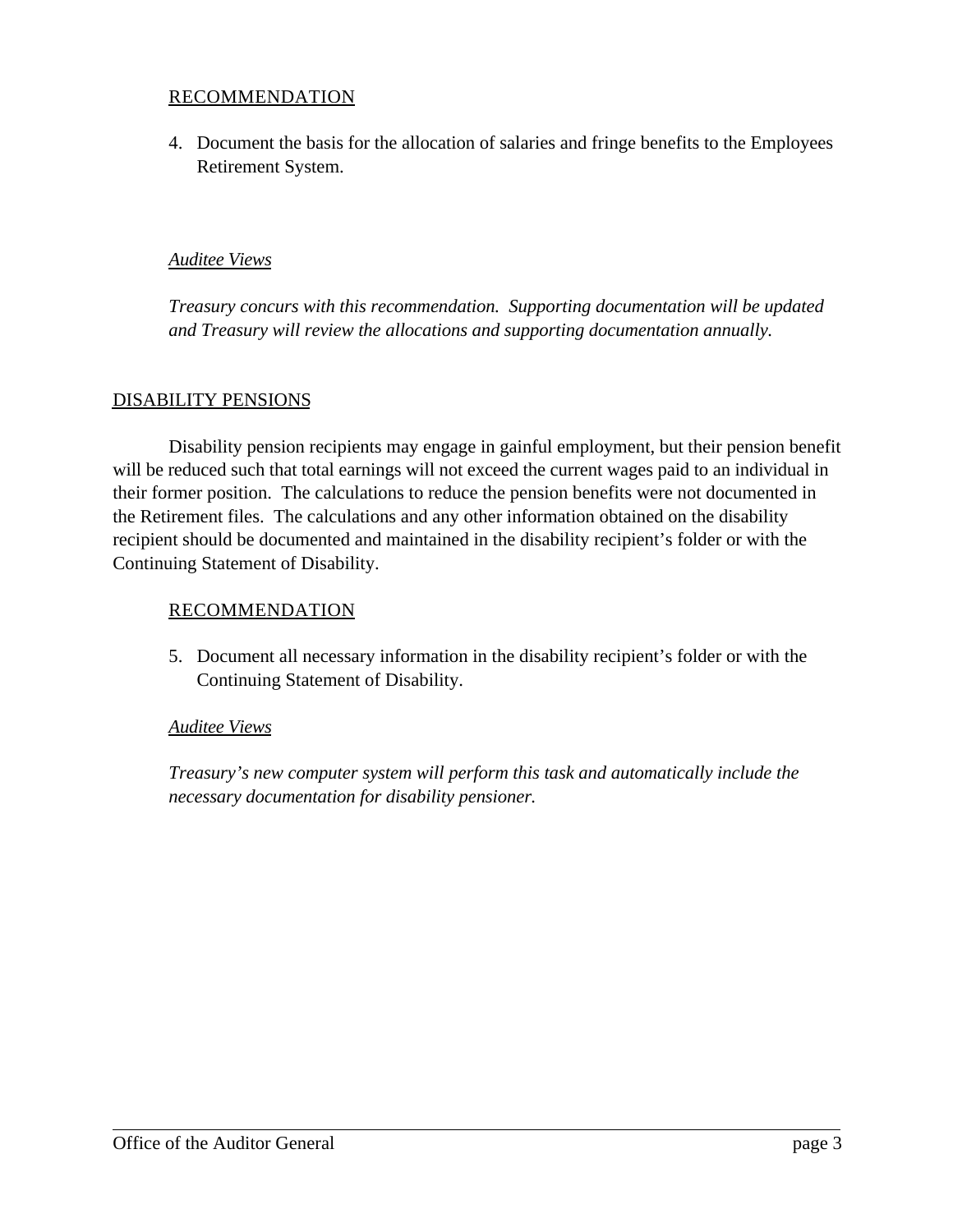RECOMMENDATION

4. Document the basis for the allocation of salaries and fringe benefits to the Employees Retirement System.

*Auditee Views*

*Treasury concurs with this recommendation. Supporting documentation will be updated and Treasury will review the allocations and supporting documentation annually.*

DISABILITY PENSIONS

Disability pension recipients may engage in gainful employment, but their pension benefit will be reduced such that total earnings will not exceed the current wages paid to an individual in their former position. The calculations to reduce the pension benefits were not documented in the Retirement files. The calculations and any other information obtained on the disability recipient should be documented and maintained in the disability recipient's folder or with the Continuing Statement of Disability.

RECOMMENDATION

5. Document all necessary information in the disability recipient's folder or with the Continuing Statement of Disability.

*Auditee Views*

*Treasury's new computer system will perform this task and automatically include the necessary documentation for disability pensioner.*